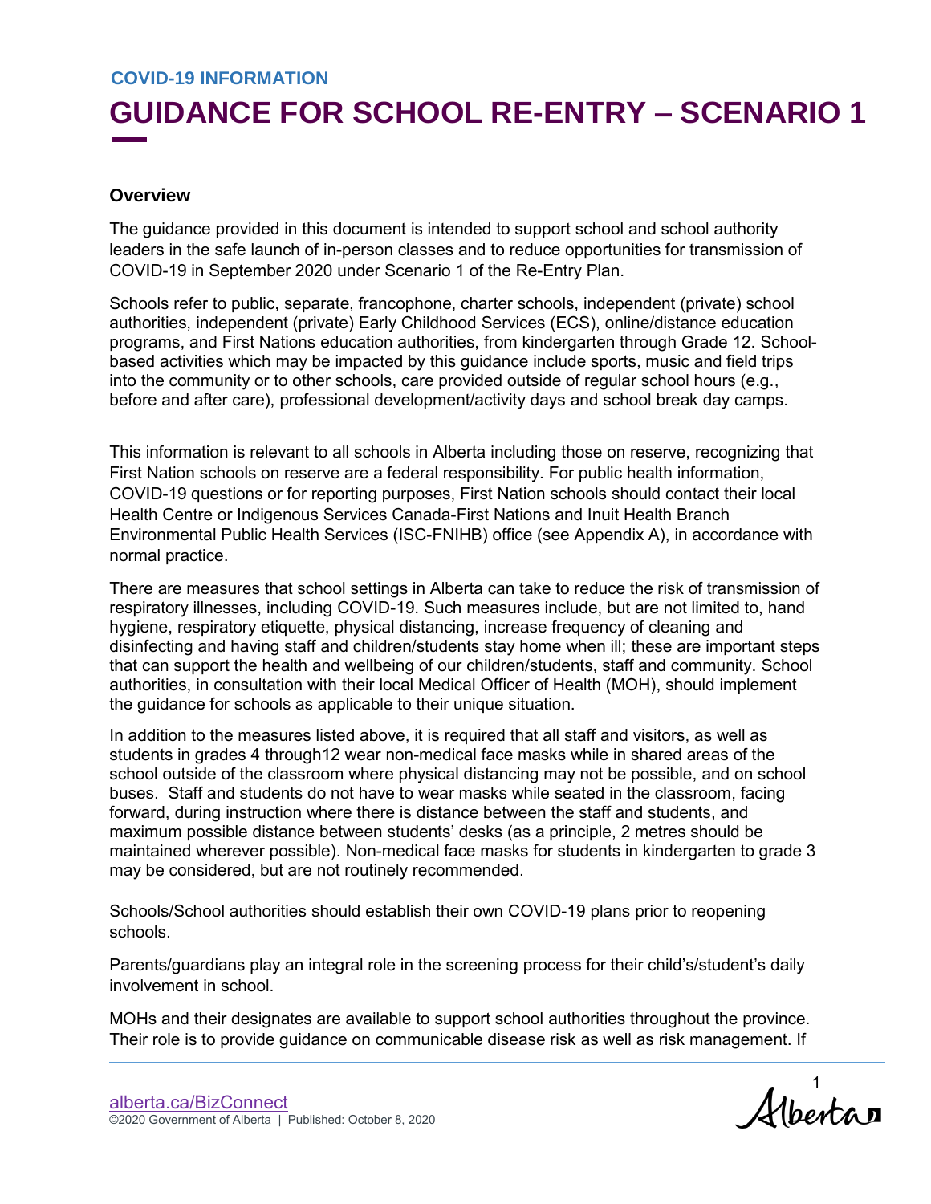COVID-19 INFORMATION

# GUIDANCE FOR SCHOOL RE-ENTRY – SCENARIO 1

## Overview

The guidance provided in this document is intended to support school and school authority leaders in the safe launch of in-person classes and to reduce opportunities for transmission of COVID-19 in September 2020 under Scenario 1 of the Re-Entry Plan.

Schools refer to public, separate, francophone, charter schools, independent (private) school authorities, independent (private) Early Childhood Services (ECS), online/distance education programs, and First Nations education authorities, from kindergarten through Grade 12. School-based activities which may be impacted by this guidance include sports, music and field trips into the community or to other schools, care provided outside of regular school hours (e.g., before and after care), professional development/activity days and school break day camps.

This information is relevant to all schools in Alberta including those on reserve, recognizing that First Nation schools on reserve are a federal responsibility. For public health information, COVID-19 questions or for reporting purposes, First Nation schools should contact their local Health Centre or Indigenous Services Canada-First Nations and Inuit Health Branch Environmental Public Health Services (ISC-FNIHB) office (see Appendix A), in accordance with normal practice.

There are measures that school settings in Alberta can take to reduce the risk of transmission of respiratory illnesses, including COVID-19. Such measures include, but are not limited to, hand hygiene, respiratory etiquette, physical distancing, increase frequency of cleaning and disinfecting and having staff and children/students stay home when ill; these are important steps that can support the health and wellbeing of our children/students, staff and community. School authorities, in consultation with their local Medical Officer of Health (MOH), should implement the guidance for schools as applicable to their unique situation.

In addition to the measures listed above, it is required that all staff and visitors, as well as students in grades 4 through12 wear non-medical face masks while in shared areas of the school outside of the classroom where physical distancing may not be possible, and on school buses. Staff and students do not have to wear masks while seated in the classroom, facing forward, during instruction where there is distance between the staff and students, and maximum possible distance between students' desks (as a principle, 2 metres should be maintained wherever possible). Non-medical face masks for students in kindergarten to grade 3 may be considered, but are not routinely recommended.

Schools/School authorities should establish their own COVID-19 plans prior to reopening schools.

Parents/guardians play an integral role in the screening process for their child's/student's daily involvement in school.

MOHs and their designates are available to support school authorities throughout the province. Their role is to provide guidance on communicable disease risk as well as risk management. If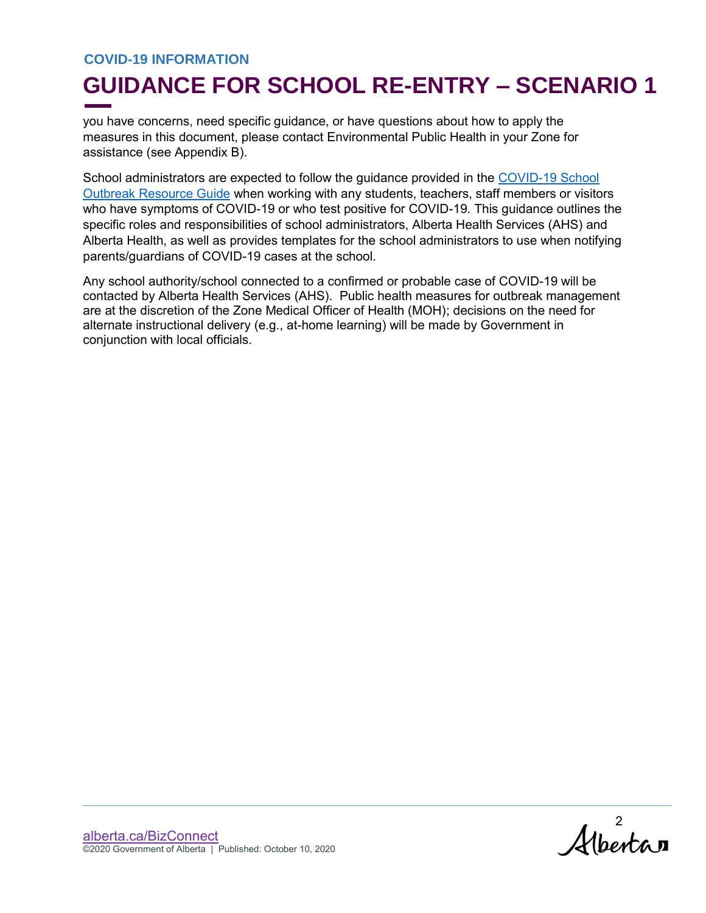you have concerns, need specific guidance, or have questions about how to apply the measures in this document, please contact Environmental Public Health in your Zone for assistance (see Appendix B).

School administrators are expected to follow the guidance provided in the [COVID-19 School Outbreak Resource Guide] when working with any students, teachers, staff members or visitors who have symptoms of COVID-19 or who test positive for COVID-19. This guidance outlines the specific roles and responsibilities of school administrators, Alberta Health Services (AHS) and Alberta Health, as well as provides templates for the school administrators to use when notifying parents/guardians of COVID-19 cases at the school.

Any school authority/school connected to a confirmed or probable case of COVID-19 will be contacted by Alberta Health Services (AHS). Public health measures for outbreak management are at the discretion of the Zone Medical Officer of Health (MOH); decisions on the need for alternate instructional delivery (e.g., at-home learning) will be made by Government in conjunction with local officials.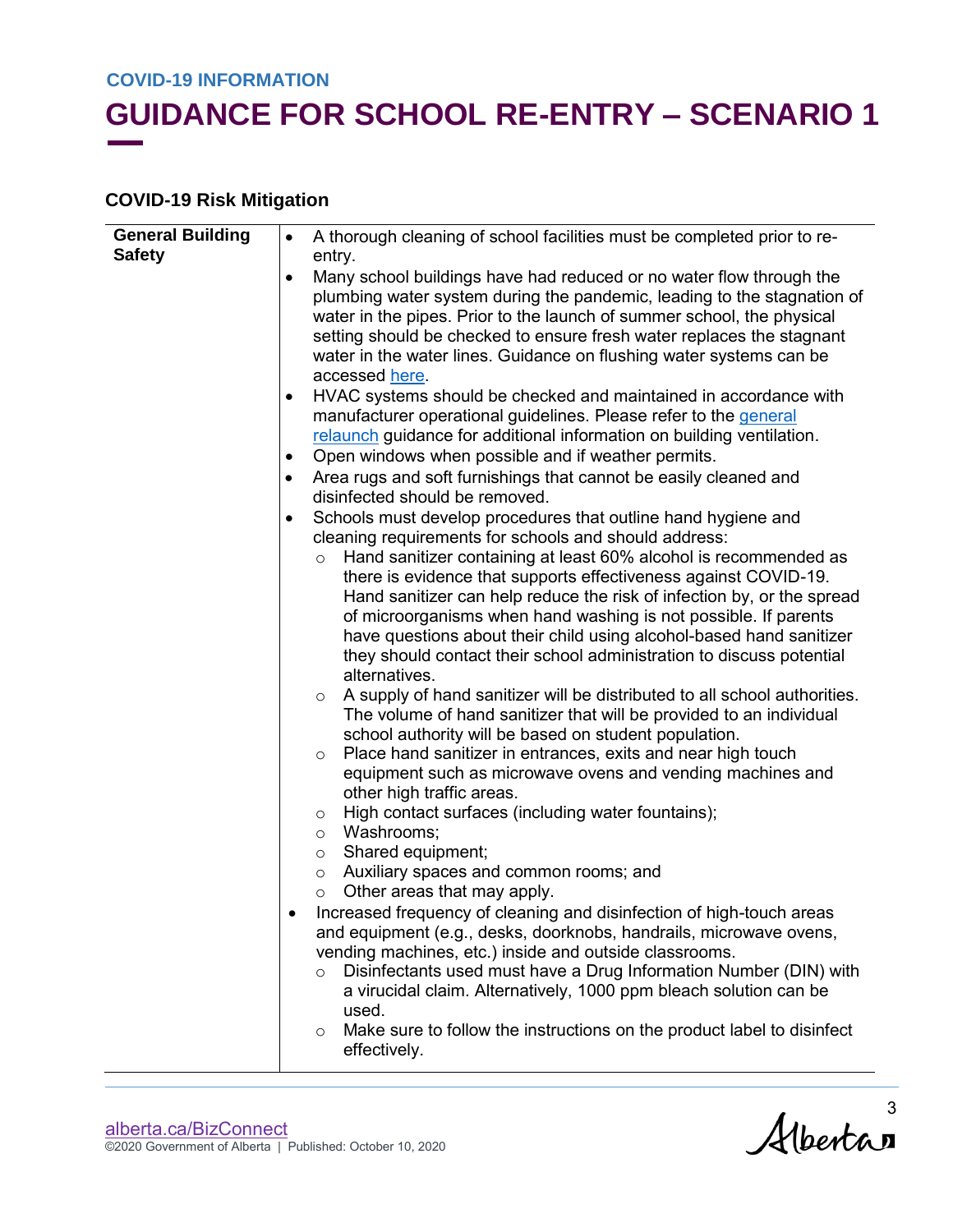## COVID-19 Risk Mitigation

| | |
|---|---|
| **General Building Safety** | • A thorough cleaning of school facilities must be completed prior to re-entry.<br>• Many school buildings have had reduced or no water flow through the plumbing water system during the pandemic, leading to the stagnation of water in the pipes. Prior to the launch of summer school, the physical setting should be checked to ensure fresh water replaces the stagnant water in the water lines. Guidance on flushing water systems can be accessed here.<br>• HVAC systems should be checked and maintained in accordance with manufacturer operational guidelines. Please refer to the general relaunch guidance for additional information on building ventilation.<br>• Open windows when possible and if weather permits.<br>• Area rugs and soft furnishings that cannot be easily cleaned and disinfected should be removed.<br>• Schools must develop procedures that outline hand hygiene and cleaning requirements for schools and should address:<br>&nbsp;&nbsp;○ Hand sanitizer containing at least 60% alcohol is recommended as there is evidence that supports effectiveness against COVID-19. Hand sanitizer can help reduce the risk of infection by, or the spread of microorganisms when hand washing is not possible. If parents have questions about their child using alcohol-based hand sanitizer they should contact their school administration to discuss potential alternatives.<br>&nbsp;&nbsp;○ A supply of hand sanitizer will be distributed to all school authorities. The volume of hand sanitizer that will be provided to an individual school authority will be based on student population.<br>&nbsp;&nbsp;○ Place hand sanitizer in entrances, exits and near high touch equipment such as microwave ovens and vending machines and other high traffic areas.<br>&nbsp;&nbsp;○ High contact surfaces (including water fountains);<br>&nbsp;&nbsp;○ Washrooms;<br>&nbsp;&nbsp;○ Shared equipment;<br>&nbsp;&nbsp;○ Auxiliary spaces and common rooms; and<br>&nbsp;&nbsp;○ Other areas that may apply.<br>• Increased frequency of cleaning and disinfection of high-touch areas and equipment (e.g., desks, doorknobs, handrails, microwave ovens, vending machines, etc.) inside and outside classrooms.<br>&nbsp;&nbsp;○ Disinfectants used must have a Drug Information Number (DIN) with a virucidal claim. Alternatively, 1000 ppm bleach solution can be used.<br>&nbsp;&nbsp;○ Make sure to follow the instructions on the product label to disinfect effectively. |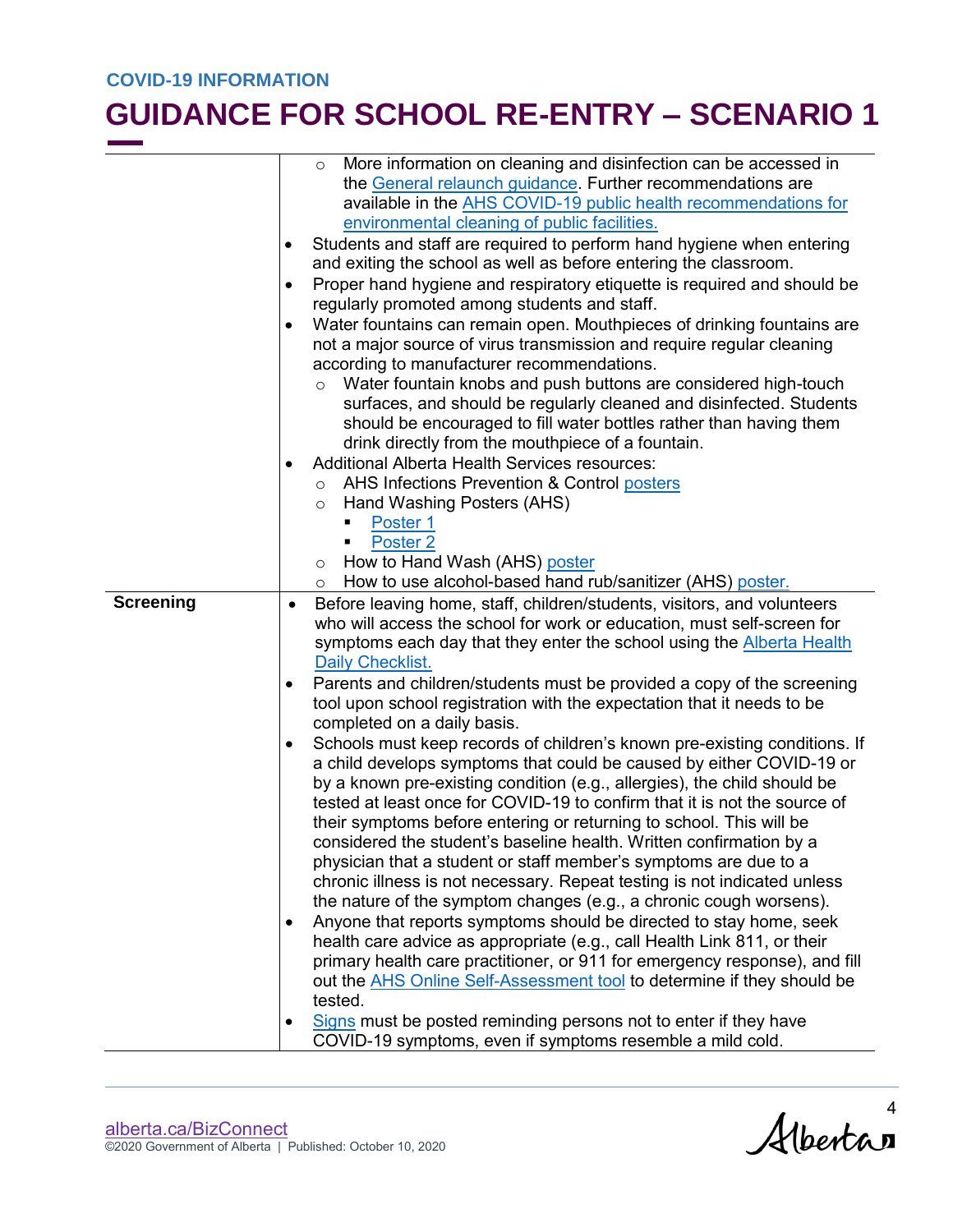| | |
|---|---|
| | ○ More information on cleaning and disinfection can be accessed in the General relaunch guidance. Further recommendations are available in the AHS COVID-19 public health recommendations for environmental cleaning of public facilities.<br>• Students and staff are required to perform hand hygiene when entering and exiting the school as well as before entering the classroom.<br>• Proper hand hygiene and respiratory etiquette is required and should be regularly promoted among students and staff.<br>• Water fountains can remain open. Mouthpieces of drinking fountains are not a major source of virus transmission and require regular cleaning according to manufacturer recommendations.<br>○ Water fountain knobs and push buttons are considered high-touch surfaces, and should be regularly cleaned and disinfected. Students should be encouraged to fill water bottles rather than having them drink directly from the mouthpiece of a fountain.<br>• Additional Alberta Health Services resources:<br>○ AHS Infections Prevention & Control posters<br>○ Hand Washing Posters (AHS)<br>▪ Poster 1<br>▪ Poster 2<br>○ How to Hand Wash (AHS) poster<br>○ How to use alcohol-based hand rub/sanitizer (AHS) poster. |
| **Screening** | • Before leaving home, staff, children/students, visitors, and volunteers who will access the school for work or education, must self-screen for symptoms each day that they enter the school using the Alberta Health Daily Checklist.<br>• Parents and children/students must be provided a copy of the screening tool upon school registration with the expectation that it needs to be completed on a daily basis.<br>• Schools must keep records of children's known pre-existing conditions. If a child develops symptoms that could be caused by either COVID-19 or by a known pre-existing condition (e.g., allergies), the child should be tested at least once for COVID-19 to confirm that it is not the source of their symptoms before entering or returning to school. This will be considered the student's baseline health. Written confirmation by a physician that a student or staff member's symptoms are due to a chronic illness is not necessary. Repeat testing is not indicated unless the nature of the symptom changes (e.g., a chronic cough worsens).<br>• Anyone that reports symptoms should be directed to stay home, seek health care advice as appropriate (e.g., call Health Link 811, or their primary health care practitioner, or 911 for emergency response), and fill out the AHS Online Self-Assessment tool to determine if they should be tested.<br>• Signs must be posted reminding persons not to enter if they have COVID-19 symptoms, even if symptoms resemble a mild cold. |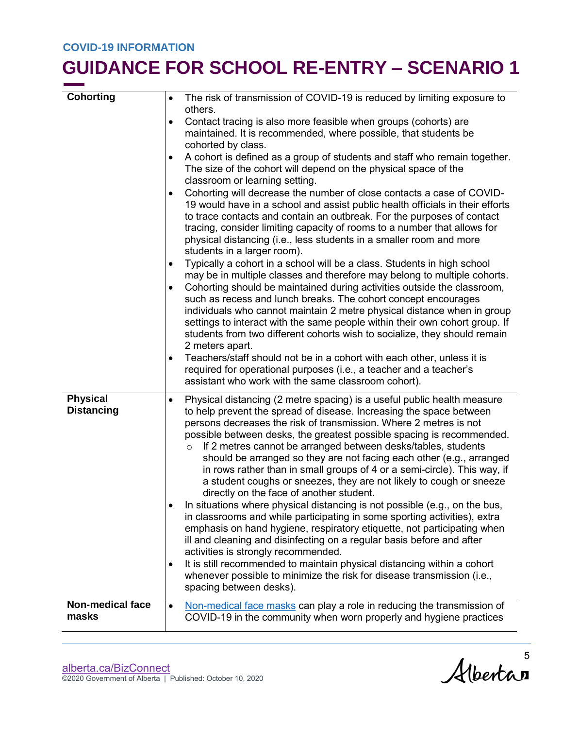| Cohorting | • The risk of transmission of COVID-19 is reduced by limiting exposure to others.<br>• Contact tracing is also more feasible when groups (cohorts) are maintained. It is recommended, where possible, that students be cohorted by class.<br>• A cohort is defined as a group of students and staff who remain together. The size of the cohort will depend on the physical space of the classroom or learning setting.<br>• Cohorting will decrease the number of close contacts a case of COVID-19 would have in a school and assist public health officials in their efforts to trace contacts and contain an outbreak. For the purposes of contact tracing, consider limiting capacity of rooms to a number that allows for physical distancing (i.e., less students in a smaller room and more students in a larger room).<br>• Typically a cohort in a school will be a class. Students in high school may be in multiple classes and therefore may belong to multiple cohorts.<br>• Cohorting should be maintained during activities outside the classroom, such as recess and lunch breaks. The cohort concept encourages individuals who cannot maintain 2 metre physical distance when in group settings to interact with the same people within their own cohort group. If students from two different cohorts wish to socialize, they should remain 2 meters apart.<br>• Teachers/staff should not be in a cohort with each other, unless it is required for operational purposes (i.e., a teacher and a teacher's assistant who work with the same classroom cohort). |
|---|---|
| **Physical Distancing** | • Physical distancing (2 metre spacing) is a useful public health measure to help prevent the spread of disease. Increasing the space between persons decreases the risk of transmission. Where 2 metres is not possible between desks, the greatest possible spacing is recommended.<br>  ○ If 2 metres cannot be arranged between desks/tables, students should be arranged so they are not facing each other (e.g., arranged in rows rather than in small groups of 4 or a semi-circle). This way, if a student coughs or sneezes, they are not likely to cough or sneeze directly on the face of another student.<br>• In situations where physical distancing is not possible (e.g., on the bus, in classrooms and while participating in some sporting activities), extra emphasis on hand hygiene, respiratory etiquette, not participating when ill and cleaning and disinfecting on a regular basis before and after activities is strongly recommended.<br>• It is still recommended to maintain physical distancing within a cohort whenever possible to minimize the risk for disease transmission (i.e., spacing between desks). |
| **Non-medical face masks** | • Non-medical face masks can play a role in reducing the transmission of COVID-19 in the community when worn properly and hygiene practices |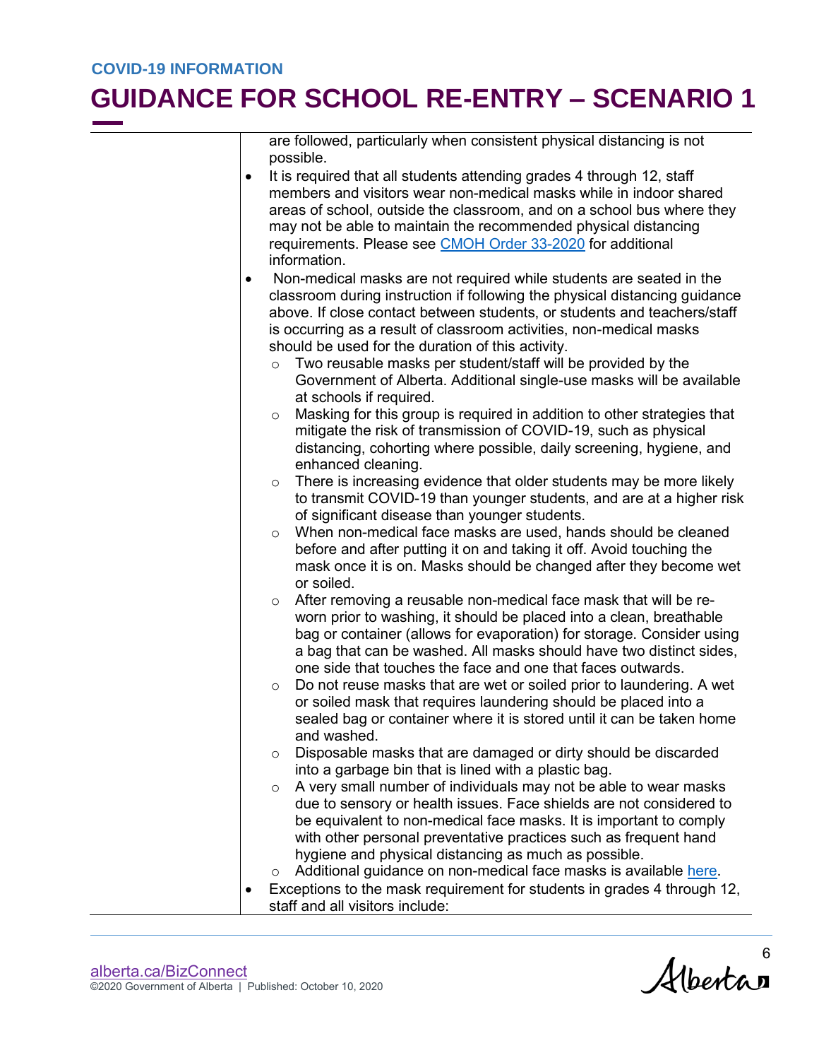are followed, particularly when consistent physical distancing is not possible.

- It is required that all students attending grades 4 through 12, staff members and visitors wear non-medical masks while in indoor shared areas of school, outside the classroom, and on a school bus where they may not be able to maintain the recommended physical distancing requirements. Please see [CMOH Order 33-2020]() for additional information.
- Non-medical masks are not required while students are seated in the classroom during instruction if following the physical distancing guidance above. If close contact between students, or students and teachers/staff is occurring as a result of classroom activities, non-medical masks should be used for the duration of this activity.
  - Two reusable masks per student/staff will be provided by the Government of Alberta. Additional single-use masks will be available at schools if required.
  - Masking for this group is required in addition to other strategies that mitigate the risk of transmission of COVID-19, such as physical distancing, cohorting where possible, daily screening, hygiene, and enhanced cleaning.
  - There is increasing evidence that older students may be more likely to transmit COVID-19 than younger students, and are at a higher risk of significant disease than younger students.
  - When non-medical face masks are used, hands should be cleaned before and after putting it on and taking it off. Avoid touching the mask once it is on. Masks should be changed after they become wet or soiled.
  - After removing a reusable non-medical face mask that will be re-worn prior to washing, it should be placed into a clean, breathable bag or container (allows for evaporation) for storage. Consider using a bag that can be washed. All masks should have two distinct sides, one side that touches the face and one that faces outwards.
  - Do not reuse masks that are wet or soiled prior to laundering. A wet or soiled mask that requires laundering should be placed into a sealed bag or container where it is stored until it can be taken home and washed.
  - Disposable masks that are damaged or dirty should be discarded into a garbage bin that is lined with a plastic bag.
  - A very small number of individuals may not be able to wear masks due to sensory or health issues. Face shields are not considered to be equivalent to non-medical face masks. It is important to comply with other personal preventative practices such as frequent hand hygiene and physical distancing as much as possible.
  - Additional guidance on non-medical face masks is available [here]().
- Exceptions to the mask requirement for students in grades 4 through 12, staff and all visitors include: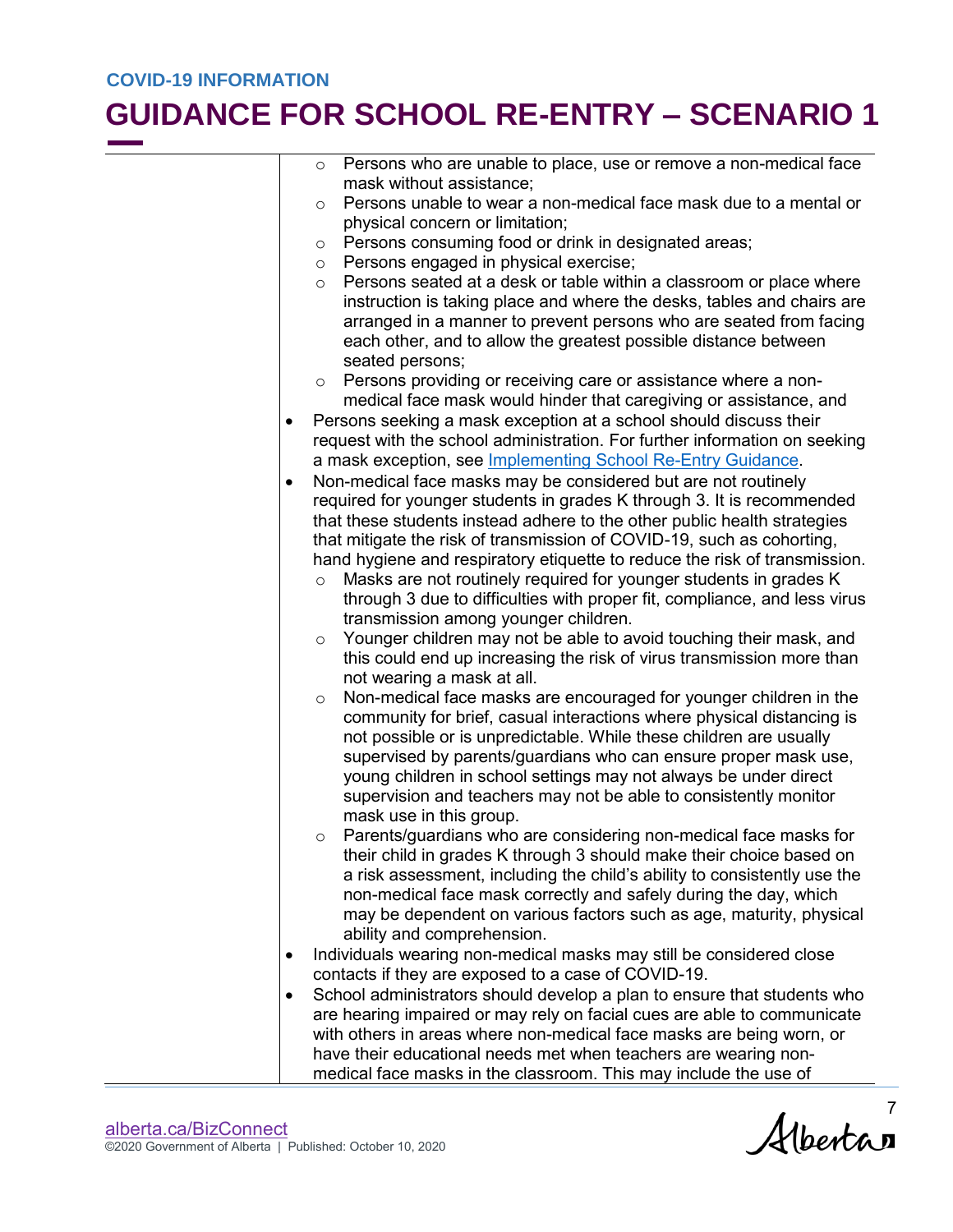- Persons who are unable to place, use or remove a non-medical face mask without assistance;
    - Persons unable to wear a non-medical face mask due to a mental or physical concern or limitation;
    - Persons consuming food or drink in designated areas;
    - Persons engaged in physical exercise;
    - Persons seated at a desk or table within a classroom or place where instruction is taking place and where the desks, tables and chairs are arranged in a manner to prevent persons who are seated from facing each other, and to allow the greatest possible distance between seated persons;
    - Persons providing or receiving care or assistance where a non-medical face mask would hinder that caregiving or assistance, and
- Persons seeking a mask exception at a school should discuss their request with the school administration. For further information on seeking a mask exception, see [Implementing School Re-Entry Guidance](Implementing School Re-Entry Guidance).
- Non-medical face masks may be considered but are not routinely required for younger students in grades K through 3. It is recommended that these students instead adhere to the other public health strategies that mitigate the risk of transmission of COVID-19, such as cohorting, hand hygiene and respiratory etiquette to reduce the risk of transmission.
    - Masks are not routinely required for younger students in grades K through 3 due to difficulties with proper fit, compliance, and less virus transmission among younger children.
    - Younger children may not be able to avoid touching their mask, and this could end up increasing the risk of virus transmission more than not wearing a mask at all.
    - Non-medical face masks are encouraged for younger children in the community for brief, casual interactions where physical distancing is not possible or is unpredictable. While these children are usually supervised by parents/guardians who can ensure proper mask use, young children in school settings may not always be under direct supervision and teachers may not be able to consistently monitor mask use in this group.
    - Parents/guardians who are considering non-medical face masks for their child in grades K through 3 should make their choice based on a risk assessment, including the child's ability to consistently use the non-medical face mask correctly and safely during the day, which may be dependent on various factors such as age, maturity, physical ability and comprehension.
- Individuals wearing non-medical masks may still be considered close contacts if they are exposed to a case of COVID-19.
- School administrators should develop a plan to ensure that students who are hearing impaired or may rely on facial cues are able to communicate with others in areas where non-medical face masks are being worn, or have their educational needs met when teachers are wearing non-medical face masks in the classroom. This may include the use of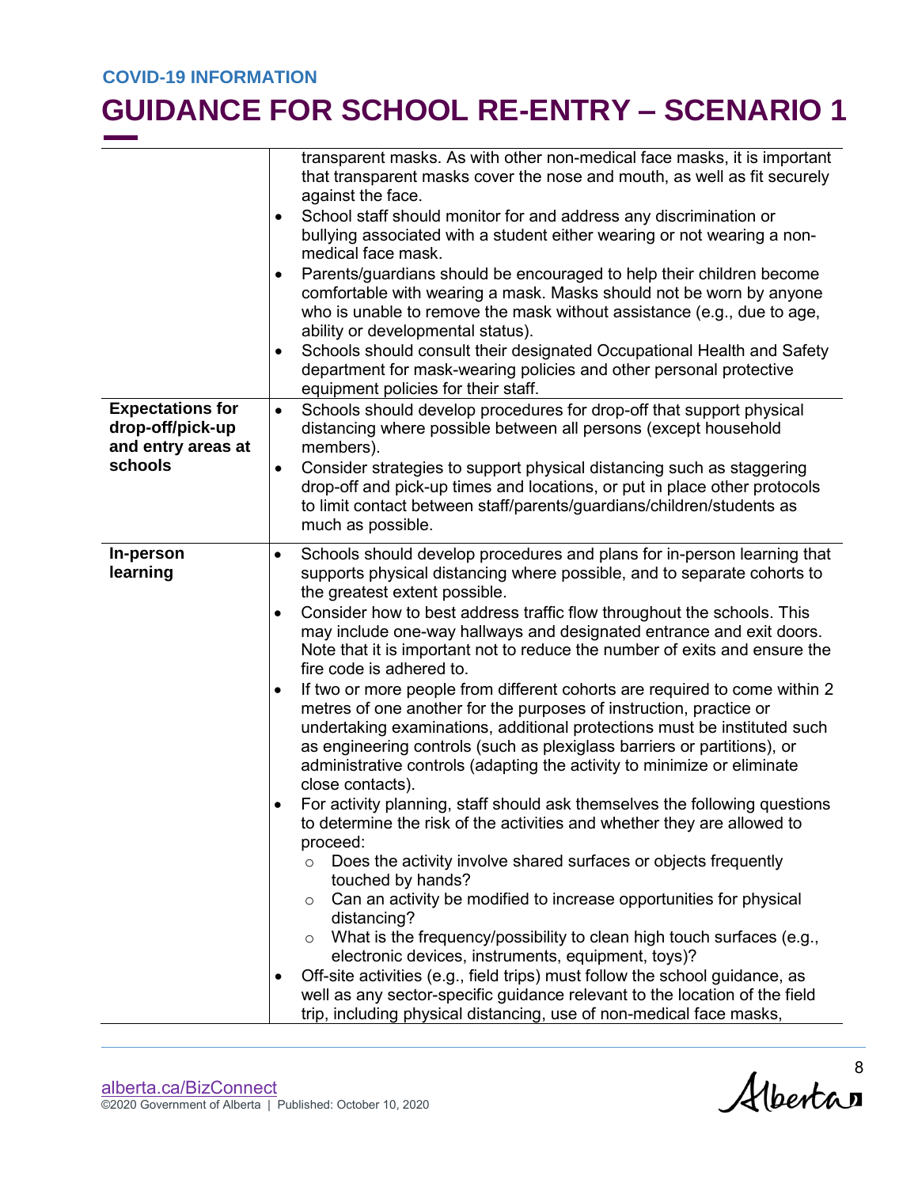| | |
|---|---|
| | transparent masks. As with other non-medical face masks, it is important that transparent masks cover the nose and mouth, as well as fit securely against the face.<br>• School staff should monitor for and address any discrimination or bullying associated with a student either wearing or not wearing a non-medical face mask.<br>• Parents/guardians should be encouraged to help their children become comfortable with wearing a mask. Masks should not be worn by anyone who is unable to remove the mask without assistance (e.g., due to age, ability or developmental status).<br>• Schools should consult their designated Occupational Health and Safety department for mask-wearing policies and other personal protective equipment policies for their staff. |
| **Expectations for drop-off/pick-up and entry areas at schools** | • Schools should develop procedures for drop-off that support physical distancing where possible between all persons (except household members).<br>• Consider strategies to support physical distancing such as staggering drop-off and pick-up times and locations, or put in place other protocols to limit contact between staff/parents/guardians/children/students as much as possible. |
| **In-person learning** | • Schools should develop procedures and plans for in-person learning that supports physical distancing where possible, and to separate cohorts to the greatest extent possible.<br>• Consider how to best address traffic flow throughout the schools. This may include one-way hallways and designated entrance and exit doors. Note that it is important not to reduce the number of exits and ensure the fire code is adhered to.<br>• If two or more people from different cohorts are required to come within 2 metres of one another for the purposes of instruction, practice or undertaking examinations, additional protections must be instituted such as engineering controls (such as plexiglass barriers or partitions), or administrative controls (adapting the activity to minimize or eliminate close contacts).<br>• For activity planning, staff should ask themselves the following questions to determine the risk of the activities and whether they are allowed to proceed:<br>&nbsp;&nbsp;○ Does the activity involve shared surfaces or objects frequently touched by hands?<br>&nbsp;&nbsp;○ Can an activity be modified to increase opportunities for physical distancing?<br>&nbsp;&nbsp;○ What is the frequency/possibility to clean high touch surfaces (e.g., electronic devices, instruments, equipment, toys)?<br>• Off-site activities (e.g., field trips) must follow the school guidance, as well as any sector-specific guidance relevant to the location of the field trip, including physical distancing, use of non-medical face masks, |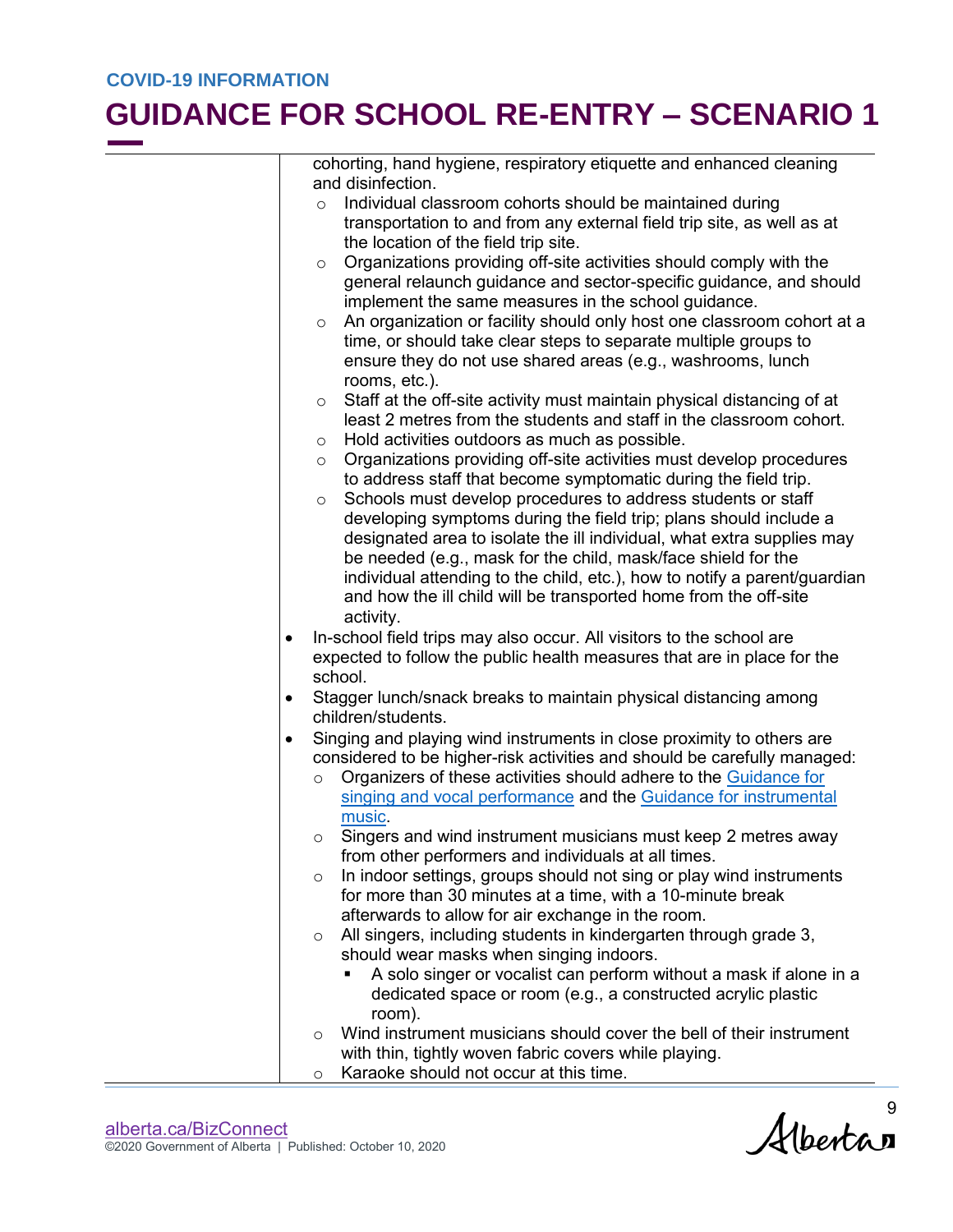cohorting, hand hygiene, respiratory etiquette and enhanced cleaning and disinfection.
  - Individual classroom cohorts should be maintained during transportation to and from any external field trip site, as well as at the location of the field trip site.
  - Organizations providing off-site activities should comply with the general relaunch guidance and sector-specific guidance, and should implement the same measures in the school guidance.
  - An organization or facility should only host one classroom cohort at a time, or should take clear steps to separate multiple groups to ensure they do not use shared areas (e.g., washrooms, lunch rooms, etc.).
  - Staff at the off-site activity must maintain physical distancing of at least 2 metres from the students and staff in the classroom cohort.
  - Hold activities outdoors as much as possible.
  - Organizations providing off-site activities must develop procedures to address staff that become symptomatic during the field trip.
  - Schools must develop procedures to address students or staff developing symptoms during the field trip; plans should include a designated area to isolate the ill individual, what extra supplies may be needed (e.g., mask for the child, mask/face shield for the individual attending to the child, etc.), how to notify a parent/guardian and how the ill child will be transported home from the off-site activity.
- In-school field trips may also occur. All visitors to the school are expected to follow the public health measures that are in place for the school.
- Stagger lunch/snack breaks to maintain physical distancing among children/students.
- Singing and playing wind instruments in close proximity to others are considered to be higher-risk activities and should be carefully managed:
  - Organizers of these activities should adhere to the Guidance for singing and vocal performance and the Guidance for instrumental music.
  - Singers and wind instrument musicians must keep 2 metres away from other performers and individuals at all times.
  - In indoor settings, groups should not sing or play wind instruments for more than 30 minutes at a time, with a 10-minute break afterwards to allow for air exchange in the room.
  - All singers, including students in kindergarten through grade 3, should wear masks when singing indoors.
    - A solo singer or vocalist can perform without a mask if alone in a dedicated space or room (e.g., a constructed acrylic plastic room).
  - Wind instrument musicians should cover the bell of their instrument with thin, tightly woven fabric covers while playing.
  - Karaoke should not occur at this time.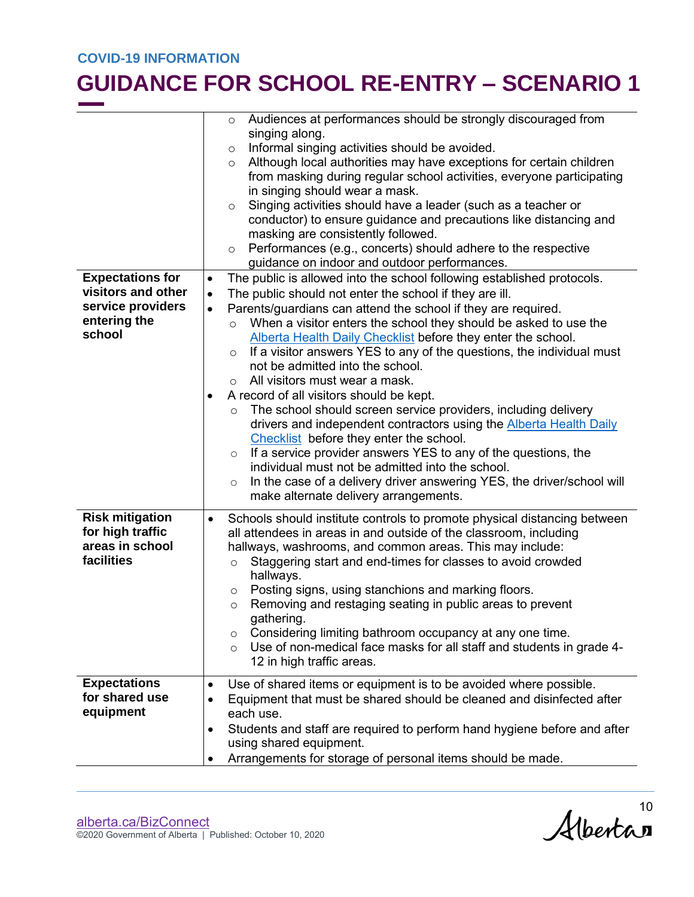| | |
|---|---|
| | ○ Audiences at performances should be strongly discouraged from singing along.<br>○ Informal singing activities should be avoided.<br>○ Although local authorities may have exceptions for certain children from masking during regular school activities, everyone participating in singing should wear a mask.<br>○ Singing activities should have a leader (such as a teacher or conductor) to ensure guidance and precautions like distancing and masking are consistently followed.<br>○ Performances (e.g., concerts) should adhere to the respective guidance on indoor and outdoor performances. |
| **Expectations for visitors and other service providers entering the school** | • The public is allowed into the school following established protocols.<br>• The public should not enter the school if they are ill.<br>• Parents/guardians can attend the school if they are required.<br>○ When a visitor enters the school they should be asked to use the [Alberta Health Daily Checklist](Alberta Health Daily Checklist) before they enter the school.<br>○ If a visitor answers YES to any of the questions, the individual must not be admitted into the school.<br>○ All visitors must wear a mask.<br>• A record of all visitors should be kept.<br>○ The school should screen service providers, including delivery drivers and independent contractors using the [Alberta Health Daily Checklist](Alberta Health Daily Checklist) before they enter the school.<br>○ If a service provider answers YES to any of the questions, the individual must not be admitted into the school.<br>○ In the case of a delivery driver answering YES, the driver/school will make alternate delivery arrangements. |
| **Risk mitigation for high traffic areas in school facilities** | • Schools should institute controls to promote physical distancing between all attendees in areas in and outside of the classroom, including hallways, washrooms, and common areas. This may include:<br>○ Staggering start and end-times for classes to avoid crowded hallways.<br>○ Posting signs, using stanchions and marking floors.<br>○ Removing and restaging seating in public areas to prevent gathering.<br>○ Considering limiting bathroom occupancy at any one time.<br>○ Use of non-medical face masks for all staff and students in grade 4-12 in high traffic areas. |
| **Expectations for shared use equipment** | • Use of shared items or equipment is to be avoided where possible.<br>• Equipment that must be shared should be cleaned and disinfected after each use.<br>• Students and staff are required to perform hand hygiene before and after using shared equipment.<br>• Arrangements for storage of personal items should be made. |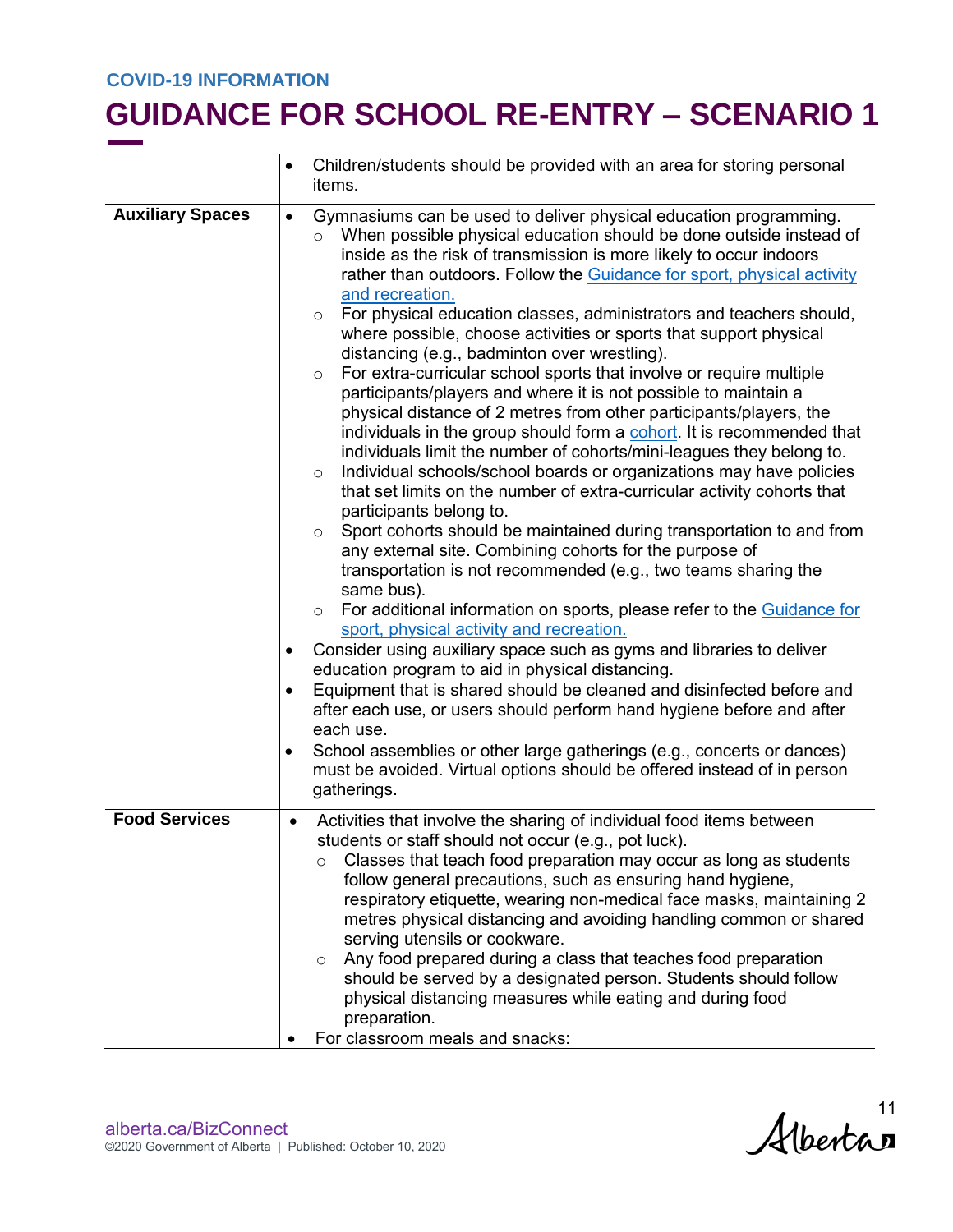| | |
|---|---|
| | • Children/students should be provided with an area for storing personal items. |
| **Auxiliary Spaces** | • Gymnasiums can be used to deliver physical education programming.<br>○ When possible physical education should be done outside instead of inside as the risk of transmission is more likely to occur indoors rather than outdoors. Follow the [Guidance for sport, physical activity and recreation.]()<br>○ For physical education classes, administrators and teachers should, where possible, choose activities or sports that support physical distancing (e.g., badminton over wrestling).<br>○ For extra-curricular school sports that involve or require multiple participants/players and where it is not possible to maintain a physical distance of 2 metres from other participants/players, the individuals in the group should form a [cohort](). It is recommended that individuals limit the number of cohorts/mini-leagues they belong to.<br>○ Individual schools/school boards or organizations may have policies that set limits on the number of extra-curricular activity cohorts that participants belong to.<br>○ Sport cohorts should be maintained during transportation to and from any external site. Combining cohorts for the purpose of transportation is not recommended (e.g., two teams sharing the same bus).<br>○ For additional information on sports, please refer to the [Guidance for sport, physical activity and recreation.]()<br>• Consider using auxiliary space such as gyms and libraries to deliver education program to aid in physical distancing.<br>• Equipment that is shared should be cleaned and disinfected before and after each use, or users should perform hand hygiene before and after each use.<br>• School assemblies or other large gatherings (e.g., concerts or dances) must be avoided. Virtual options should be offered instead of in person gatherings. |
| **Food Services** | • Activities that involve the sharing of individual food items between students or staff should not occur (e.g., pot luck).<br>○ Classes that teach food preparation may occur as long as students follow general precautions, such as ensuring hand hygiene, respiratory etiquette, wearing non-medical face masks, maintaining 2 metres physical distancing and avoiding handling common or shared serving utensils or cookware.<br>○ Any food prepared during a class that teaches food preparation should be served by a designated person. Students should follow physical distancing measures while eating and during food preparation.<br>• For classroom meals and snacks: |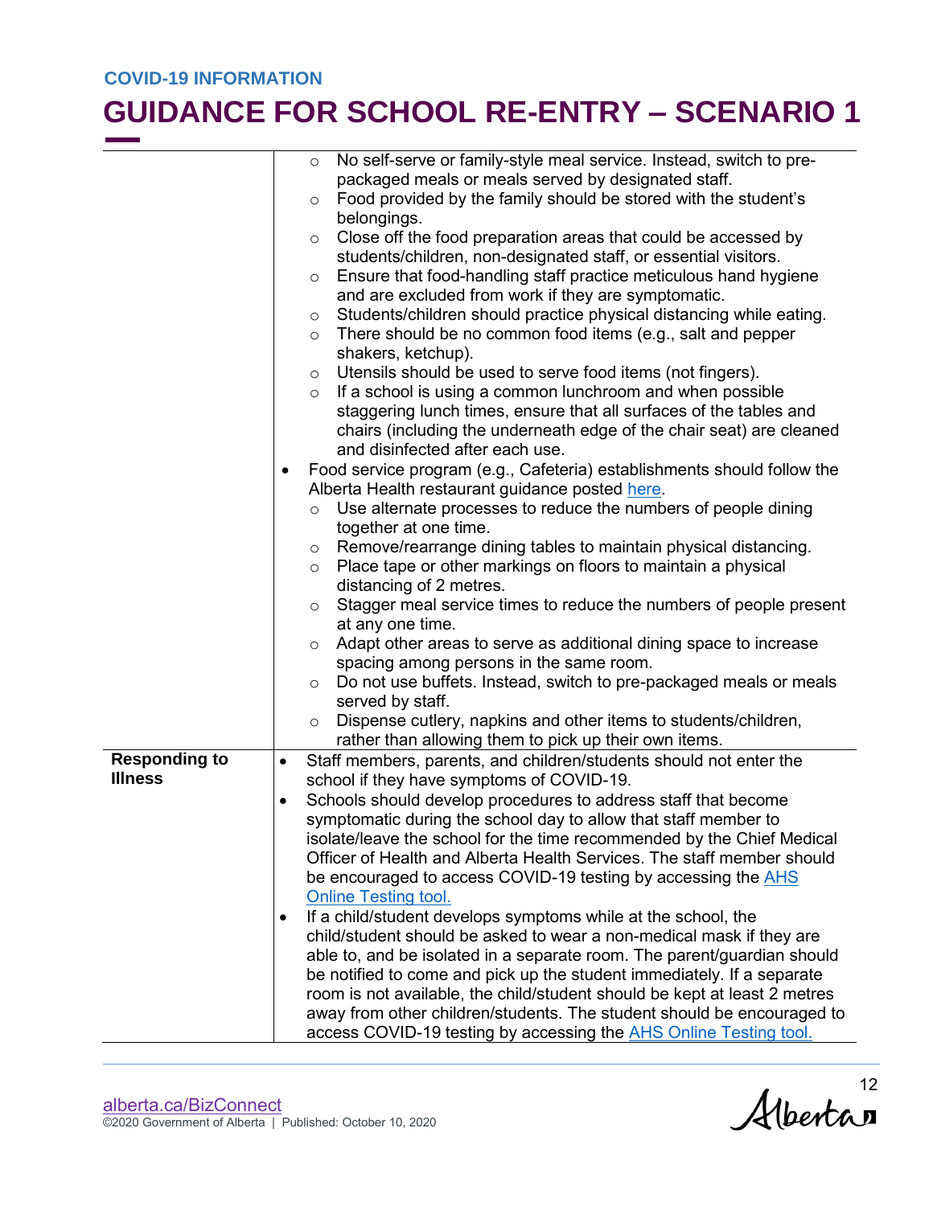| | |
|---|---|
| | ◦ No self-serve or family-style meal service. Instead, switch to pre-packaged meals or meals served by designated staff.<br>◦ Food provided by the family should be stored with the student's belongings.<br>◦ Close off the food preparation areas that could be accessed by students/children, non-designated staff, or essential visitors.<br>◦ Ensure that food-handling staff practice meticulous hand hygiene and are excluded from work if they are symptomatic.<br>◦ Students/children should practice physical distancing while eating.<br>◦ There should be no common food items (e.g., salt and pepper shakers, ketchup).<br>◦ Utensils should be used to serve food items (not fingers).<br>◦ If a school is using a common lunchroom and when possible staggering lunch times, ensure that all surfaces of the tables and chairs (including the underneath edge of the chair seat) are cleaned and disinfected after each use.<br>• Food service program (e.g., Cafeteria) establishments should follow the Alberta Health restaurant guidance posted here.<br>◦ Use alternate processes to reduce the numbers of people dining together at one time.<br>◦ Remove/rearrange dining tables to maintain physical distancing.<br>◦ Place tape or other markings on floors to maintain a physical distancing of 2 metres.<br>◦ Stagger meal service times to reduce the numbers of people present at any one time.<br>◦ Adapt other areas to serve as additional dining space to increase spacing among persons in the same room.<br>◦ Do not use buffets. Instead, switch to pre-packaged meals or meals served by staff.<br>◦ Dispense cutlery, napkins and other items to students/children, rather than allowing them to pick up their own items. |
| **Responding to Illness** | • Staff members, parents, and children/students should not enter the school if they have symptoms of COVID-19.<br>• Schools should develop procedures to address staff that become symptomatic during the school day to allow that staff member to isolate/leave the school for the time recommended by the Chief Medical Officer of Health and Alberta Health Services. The staff member should be encouraged to access COVID-19 testing by accessing the AHS Online Testing tool.<br>• If a child/student develops symptoms while at the school, the child/student should be asked to wear a non-medical mask if they are able to, and be isolated in a separate room. The parent/guardian should be notified to come and pick up the student immediately. If a separate room is not available, the child/student should be kept at least 2 metres away from other children/students. The student should be encouraged to access COVID-19 testing by accessing the AHS Online Testing tool. |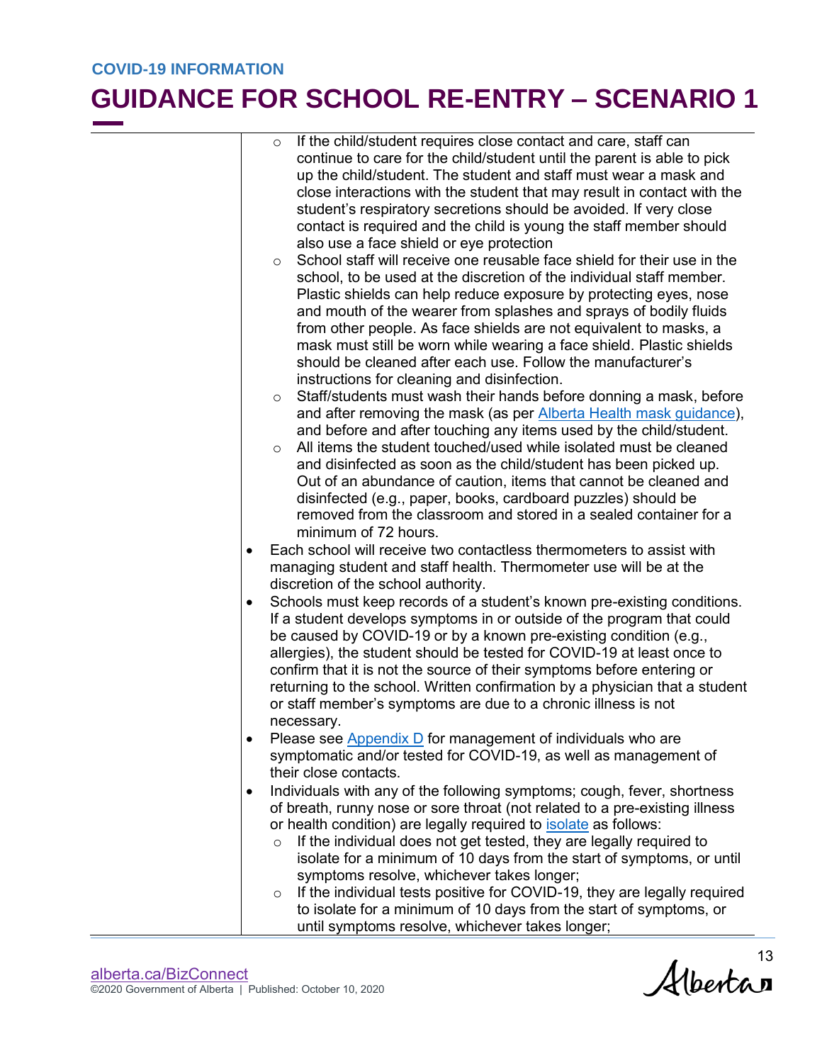- If the child/student requires close contact and care, staff can continue to care for the child/student until the parent is able to pick up the child/student. The student and staff must wear a mask and close interactions with the student that may result in contact with the student's respiratory secretions should be avoided. If very close contact is required and the child is young the staff member should also use a face shield or eye protection
    - School staff will receive one reusable face shield for their use in the school, to be used at the discretion of the individual staff member. Plastic shields can help reduce exposure by protecting eyes, nose and mouth of the wearer from splashes and sprays of bodily fluids from other people. As face shields are not equivalent to masks, a mask must still be worn while wearing a face shield. Plastic shields should be cleaned after each use. Follow the manufacturer's instructions for cleaning and disinfection.
    - Staff/students must wash their hands before donning a mask, before and after removing the mask (as per [Alberta Health mask guidance](#)), and before and after touching any items used by the child/student.
    - All items the student touched/used while isolated must be cleaned and disinfected as soon as the child/student has been picked up. Out of an abundance of caution, items that cannot be cleaned and disinfected (e.g., paper, books, cardboard puzzles) should be removed from the classroom and stored in a sealed container for a minimum of 72 hours.
- Each school will receive two contactless thermometers to assist with managing student and staff health. Thermometer use will be at the discretion of the school authority.
- Schools must keep records of a student's known pre-existing conditions. If a student develops symptoms in or outside of the program that could be caused by COVID-19 or by a known pre-existing condition (e.g., allergies), the student should be tested for COVID-19 at least once to confirm that it is not the source of their symptoms before entering or returning to the school. Written confirmation by a physician that a student or staff member's symptoms are due to a chronic illness is not necessary.
- Please see [Appendix D](#) for management of individuals who are symptomatic and/or tested for COVID-19, as well as management of their close contacts.
- Individuals with any of the following symptoms; cough, fever, shortness of breath, runny nose or sore throat (not related to a pre-existing illness or health condition) are legally required to [isolate](#) as follows:
    - If the individual does not get tested, they are legally required to isolate for a minimum of 10 days from the start of symptoms, or until symptoms resolve, whichever takes longer;
    - If the individual tests positive for COVID-19, they are legally required to isolate for a minimum of 10 days from the start of symptoms, or until symptoms resolve, whichever takes longer;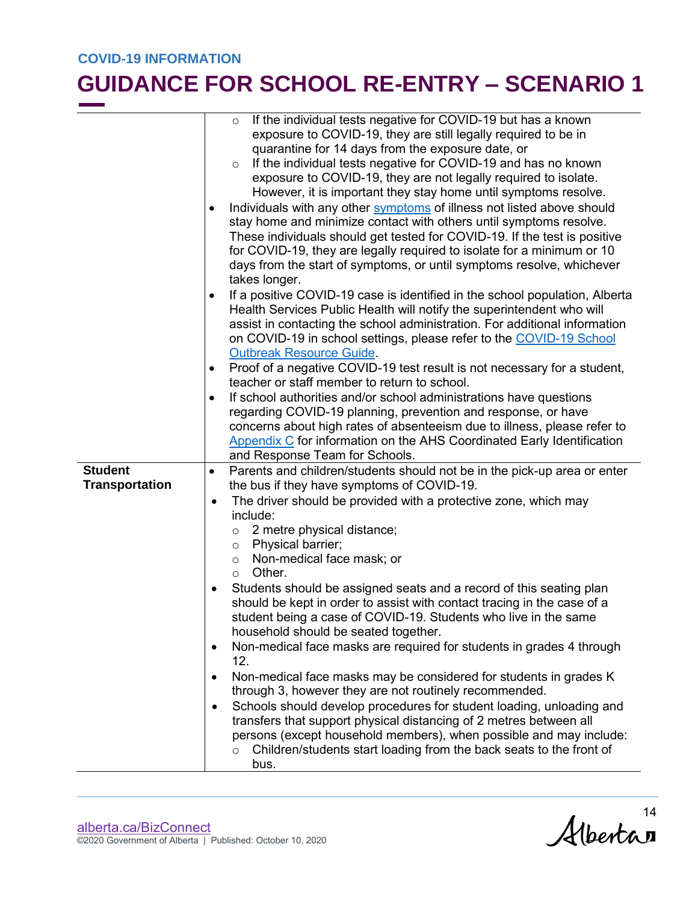| | |
|---|---|
| | ○ If the individual tests negative for COVID-19 but has a known exposure to COVID-19, they are still legally required to be in quarantine for 14 days from the exposure date, or<br>○ If the individual tests negative for COVID-19 and has no known exposure to COVID-19, they are not legally required to isolate. However, it is important they stay home until symptoms resolve.<br>• Individuals with any other symptoms of illness not listed above should stay home and minimize contact with others until symptoms resolve. These individuals should get tested for COVID-19. If the test is positive for COVID-19, they are legally required to isolate for a minimum or 10 days from the start of symptoms, or until symptoms resolve, whichever takes longer.<br>• If a positive COVID-19 case is identified in the school population, Alberta Health Services Public Health will notify the superintendent who will assist in contacting the school administration. For additional information on COVID-19 in school settings, please refer to the COVID-19 School Outbreak Resource Guide.<br>• Proof of a negative COVID-19 test result is not necessary for a student, teacher or staff member to return to school.<br>• If school authorities and/or school administrations have questions regarding COVID-19 planning, prevention and response, or have concerns about high rates of absenteeism due to illness, please refer to Appendix C for information on the AHS Coordinated Early Identification and Response Team for Schools. |
| **Student Transportation** | • Parents and children/students should not be in the pick-up area or enter the bus if they have symptoms of COVID-19.<br>• The driver should be provided with a protective zone, which may include:<br>○ 2 metre physical distance;<br>○ Physical barrier;<br>○ Non-medical face mask; or<br>○ Other.<br>• Students should be assigned seats and a record of this seating plan should be kept in order to assist with contact tracing in the case of a student being a case of COVID-19. Students who live in the same household should be seated together.<br>• Non-medical face masks are required for students in grades 4 through 12.<br>• Non-medical face masks may be considered for students in grades K through 3, however they are not routinely recommended.<br>• Schools should develop procedures for student loading, unloading and transfers that support physical distancing of 2 metres between all persons (except household members), when possible and may include:<br>○ Children/students start loading from the back seats to the front of bus. |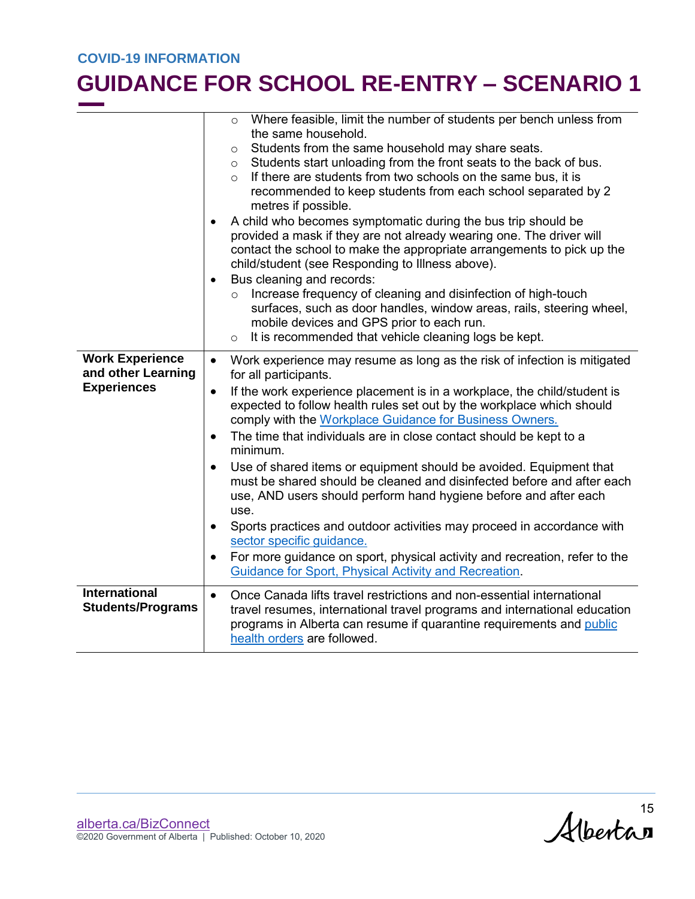| | |
|---|---|
| | ○ Where feasible, limit the number of students per bench unless from the same household.<br>○ Students from the same household may share seats.<br>○ Students start unloading from the front seats to the back of bus.<br>○ If there are students from two schools on the same bus, it is recommended to keep students from each school separated by 2 metres if possible.<br>• A child who becomes symptomatic during the bus trip should be provided a mask if they are not already wearing one. The driver will contact the school to make the appropriate arrangements to pick up the child/student (see Responding to Illness above).<br>• Bus cleaning and records:<br>○ Increase frequency of cleaning and disinfection of high-touch surfaces, such as door handles, window areas, rails, steering wheel, mobile devices and GPS prior to each run.<br>○ It is recommended that vehicle cleaning logs be kept. |
| **Work Experience and other Learning Experiences** | • Work experience may resume as long as the risk of infection is mitigated for all participants.<br>• If the work experience placement is in a workplace, the child/student is expected to follow health rules set out by the workplace which should comply with the Workplace Guidance for Business Owners.<br>• The time that individuals are in close contact should be kept to a minimum.<br>• Use of shared items or equipment should be avoided. Equipment that must be shared should be cleaned and disinfected before and after each use, AND users should perform hand hygiene before and after each use.<br>• Sports practices and outdoor activities may proceed in accordance with sector specific guidance.<br>• For more guidance on sport, physical activity and recreation, refer to the Guidance for Sport, Physical Activity and Recreation. |
| **International Students/Programs** | • Once Canada lifts travel restrictions and non-essential international travel resumes, international travel programs and international education programs in Alberta can resume if quarantine requirements and public health orders are followed. |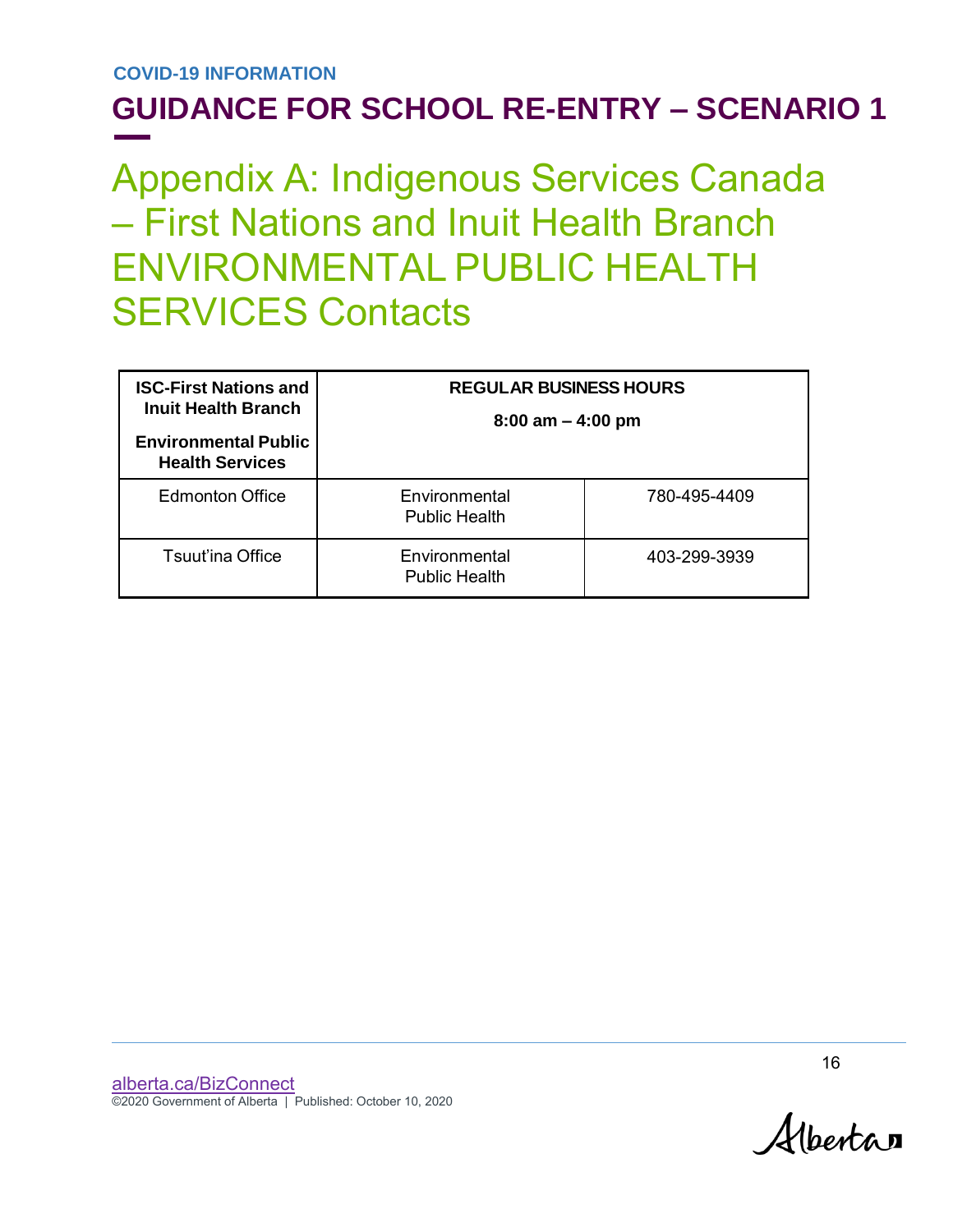# Appendix A: Indigenous Services Canada – First Nations and Inuit Health Branch ENVIRONMENTAL PUBLIC HEALTH SERVICES Contacts

| **ISC-First Nations and Inuit Health Branch**<br>**Environmental Public Health Services** | **REGULAR BUSINESS HOURS**<br>**8:00 am – 4:00 pm** | |
|---|---|---|
| Edmonton Office | Environmental Public Health | 780-495-4409 |
| Tsuut'ina Office | Environmental Public Health | 403-299-3939 |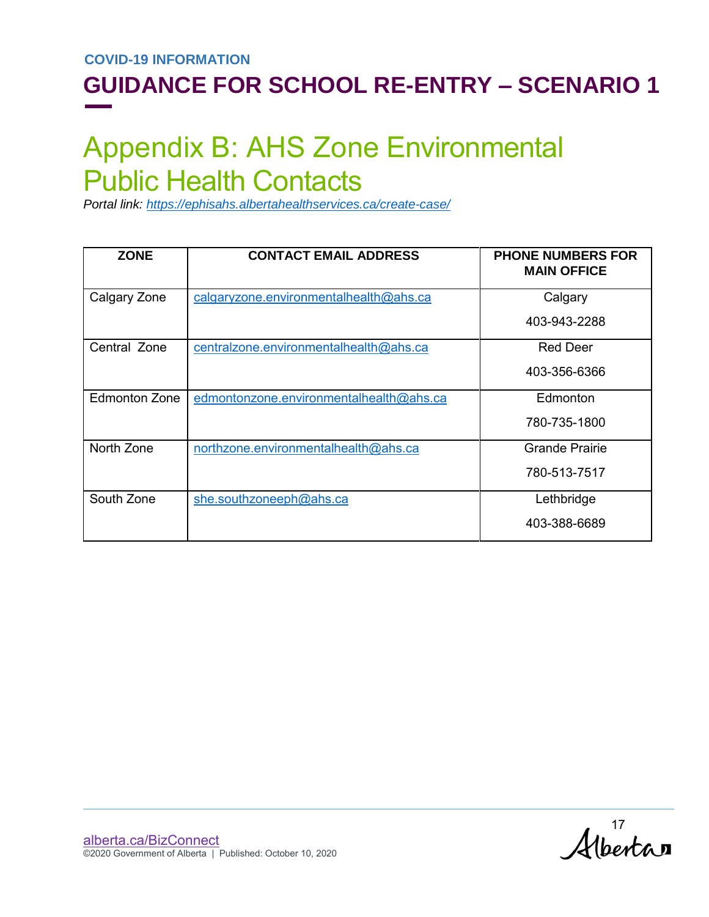# Appendix B: AHS Zone Environmental Public Health Contacts

*Portal link: https://ephisahs.albertahealthservices.ca/create-case/*

| ZONE | CONTACT EMAIL ADDRESS | PHONE NUMBERS FOR MAIN OFFICE |
|---|---|---|
| Calgary Zone | calgaryzone.environmentalhealth@ahs.ca | Calgary<br>403-943-2288 |
| Central Zone | centralzone.environmentalhealth@ahs.ca | Red Deer<br>403-356-6366 |
| Edmonton Zone | edmontonzone.environmentalhealth@ahs.ca | Edmonton<br>780-735-1800 |
| North Zone | northzone.environmentalhealth@ahs.ca | Grande Prairie<br>780-513-7517 |
| South Zone | she.southzoneeph@ahs.ca | Lethbridge<br>403-388-6689 |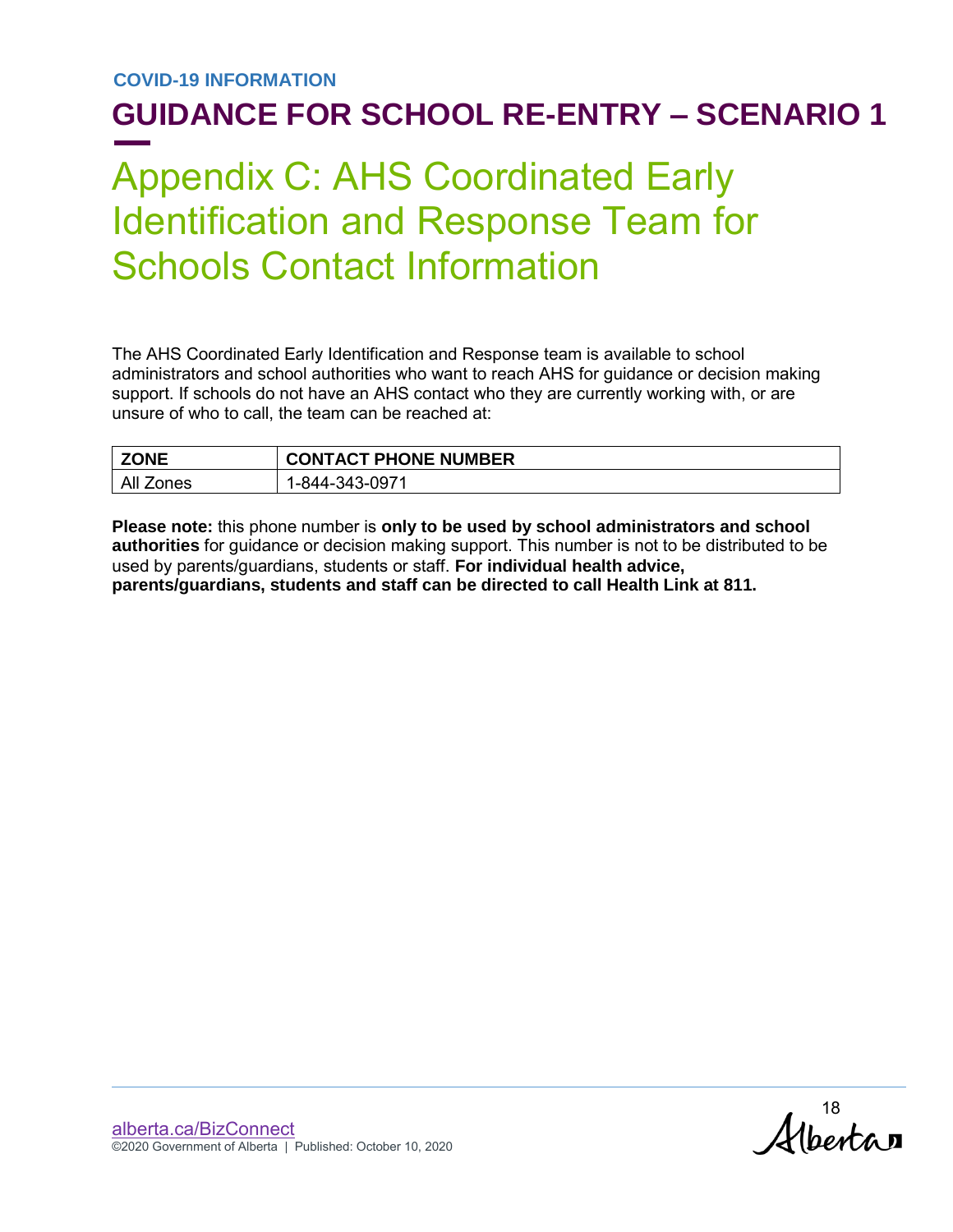# Appendix C: AHS Coordinated Early Identification and Response Team for Schools Contact Information

The AHS Coordinated Early Identification and Response team is available to school administrators and school authorities who want to reach AHS for guidance or decision making support. If schools do not have an AHS contact who they are currently working with, or are unsure of who to call, the team can be reached at:

| ZONE | CONTACT PHONE NUMBER |
| --- | --- |
| All Zones | 1-844-343-0971 |

**Please note:** this phone number is **only to be used by school administrators and school authorities** for guidance or decision making support. This number is not to be distributed to be used by parents/guardians, students or staff. **For individual health advice, parents/guardians, students and staff can be directed to call Health Link at 811.**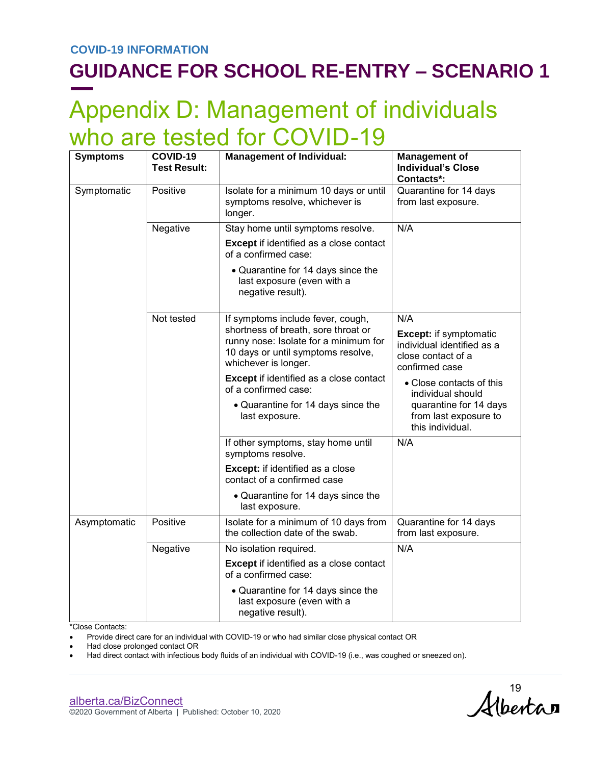COVID-19 INFORMATION

# GUIDANCE FOR SCHOOL RE-ENTRY – SCENARIO 1

## Appendix D: Management of individuals who are tested for COVID-19

| Symptoms | COVID-19 Test Result: | Management of Individual: | Management of Individual's Close Contacts*: |
|---|---|---|---|
| Symptomatic | Positive | Isolate for a minimum 10 days or until symptoms resolve, whichever is longer. | Quarantine for 14 days from last exposure. |
| | Negative | Stay home until symptoms resolve. **Except** if identified as a close contact of a confirmed case: • Quarantine for 14 days since the last exposure (even with a negative result). | N/A |
| | Not tested | If symptoms include fever, cough, shortness of breath, sore throat or runny nose: Isolate for a minimum for 10 days or until symptoms resolve, whichever is longer. **Except** if identified as a close contact of a confirmed case: • Quarantine for 14 days since the last exposure. | N/A **Except:** if symptomatic individual identified as a close contact of a confirmed case • Close contacts of this individual should quarantine for 14 days from last exposure to this individual. |
| | | If other symptoms, stay home until symptoms resolve. **Except:** if identified as a close contact of a confirmed case • Quarantine for 14 days since the last exposure. | N/A |
| Asymptomatic | Positive | Isolate for a minimum of 10 days from the collection date of the swab. | Quarantine for 14 days from last exposure. |
| | Negative | No isolation required. **Except** if identified as a close contact of a confirmed case: • Quarantine for 14 days since the last exposure (even with a negative result). | N/A |

*Close Contacts:

- Provide direct care for an individual with COVID-19 or who had similar close physical contact OR
- Had close prolonged contact OR
- Had direct contact with infectious body fluids of an individual with COVID-19 (i.e., was coughed or sneezed on).

alberta.ca/BizConnect
©2020 Government of Alberta | Published: October 10, 2020